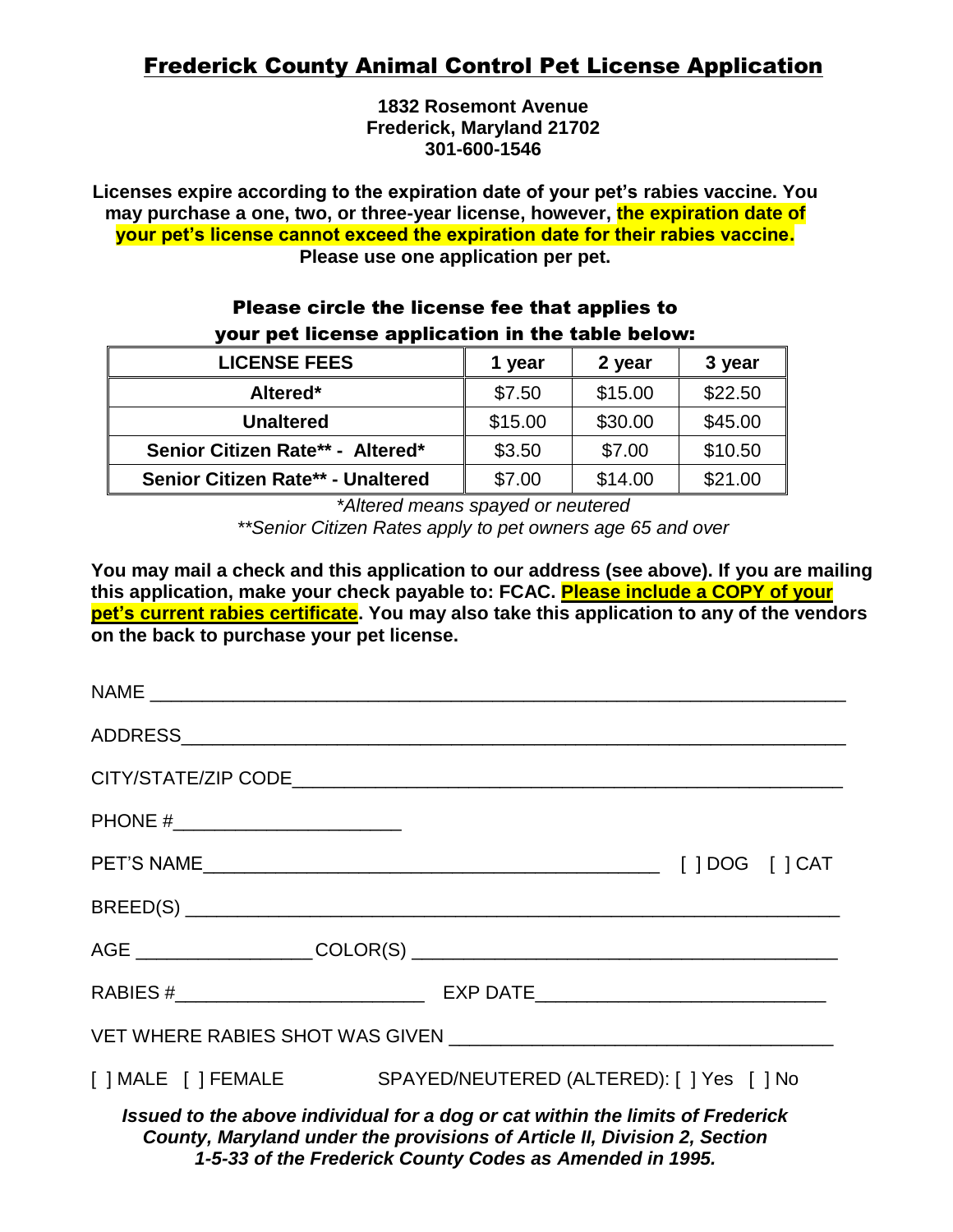# Frederick County Animal Control Pet License Application

**1832 Rosemont Avenue**
**Frederick, Maryland 21702**
**301-600-1546**

**Licenses expire according to the expiration date of your pet's rabies vaccine. You may purchase a one, two, or three-year license, however, the expiration date of your pet's license cannot exceed the expiration date for their rabies vaccine. Please use one application per pet.**

**Please circle the license fee that applies to your pet license application in the table below:**

| LICENSE FEES | 1 year | 2 year | 3 year |
|---|---|---|---|
| **Altered*** | $7.50 | $15.00 | $22.50 |
| **Unaltered** | $15.00 | $30.00 | $45.00 |
| **Senior Citizen Rate** - Altered*** | $3.50 | $7.00 | $10.50 |
| **Senior Citizen Rate** - Unaltered** | $7.00 | $14.00 | $21.00 |

*\*Altered means spayed or neutered*

*\*\*Senior Citizen Rates apply to pet owners age 65 and over*

**You may mail a check and this application to our address (see above). If you are mailing this application, make your check payable to: FCAC. Please include a COPY of your pet's current rabies certificate. You may also take this application to any of the vendors on the back to purchase your pet license.**

NAME ____________________________________________

ADDRESS ____________________________________________

CITY/STATE/ZIP CODE ____________________________________________

PHONE # ______________________

PET'S NAME ________________________________ [ ] DOG [ ] CAT

BREED(S) ____________________________________________

AGE ________________ COLOR(S) ________________________________

RABIES # ______________________ EXP DATE ______________________

VET WHERE RABIES SHOT WAS GIVEN ______________________________

[ ] MALE [ ] FEMALE SPAYED/NEUTERED (ALTERED): [ ] Yes [ ] No

***Issued to the above individual for a dog or cat within the limits of Frederick County, Maryland under the provisions of Article II, Division 2, Section 1-5-33 of the Frederick County Codes as Amended in 1995.***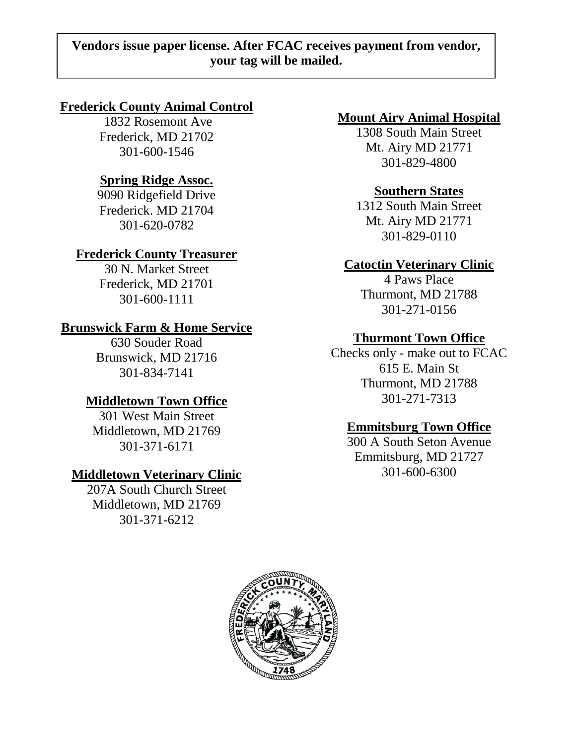**Vendors issue paper license. After FCAC receives payment from vendor, your tag will be mailed.**

**Frederick County Animal Control**
1832 Rosemont Ave
Frederick, MD 21702
301-600-1546

**Spring Ridge Assoc.**
9090 Ridgefield Drive
Frederick. MD 21704
301-620-0782

**Frederick County Treasurer**
30 N. Market Street
Frederick, MD 21701
301-600-1111

**Brunswick Farm & Home Service**
630 Souder Road
Brunswick, MD 21716
301-834-7141

**Middletown Town Office**
301 West Main Street
Middletown, MD 21769
301-371-6171

**Middletown Veterinary Clinic**
207A South Church Street
Middletown, MD 21769
301-371-6212

**Mount Airy Animal Hospital**
1308 South Main Street
Mt. Airy MD 21771
301-829-4800

**Southern States**
1312 South Main Street
Mt. Airy MD 21771
301-829-0110

**Catoctin Veterinary Clinic**
4 Paws Place
Thurmont, MD 21788
301-271-0156

**Thurmont Town Office**
Checks only - make out to FCAC
615 E. Main St
Thurmont, MD 21788
301-271-7313

**Emmitsburg Town Office**
300 A South Seton Avenue
Emmitsburg, MD 21727
301-600-6300